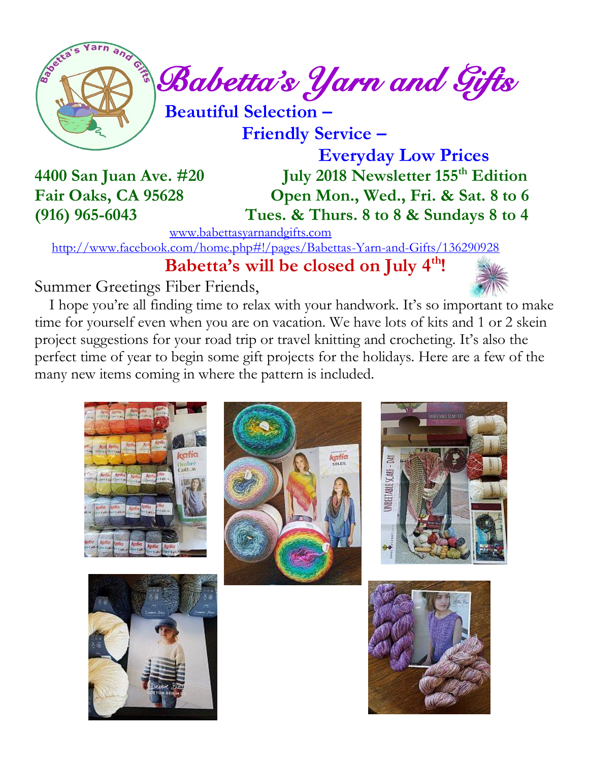# Babetta's Yarn and Gifts

**Beautiful Selection –**

**Friendly Service –**

**Everyday Low Prices**

**4400 San Juan Ave. #20**
**Fair Oaks, CA 95628**
**(916) 965-6043**

**July 2018 Newsletter 155th Edition**
**Open Mon., Wed., Fri. & Sat. 8 to 6**
**Tues. & Thurs. 8 to 8 & Sundays 8 to 4**

www.babettasyarnandgifts.com

http://www.facebook.com/home.php#!/pages/Babettas-Yarn-and-Gifts/136290928

**Babetta's will be closed on July 4th!**

Summer Greetings Fiber Friends,

I hope you're all finding time to relax with your handwork. It's so important to make time for yourself even when you are on vacation. We have lots of kits and 1 or 2 skein project suggestions for your road trip or travel knitting and crocheting. It's also the perfect time of year to begin some gift projects for the holidays. Here are a few of the many new items coming in where the pattern is included.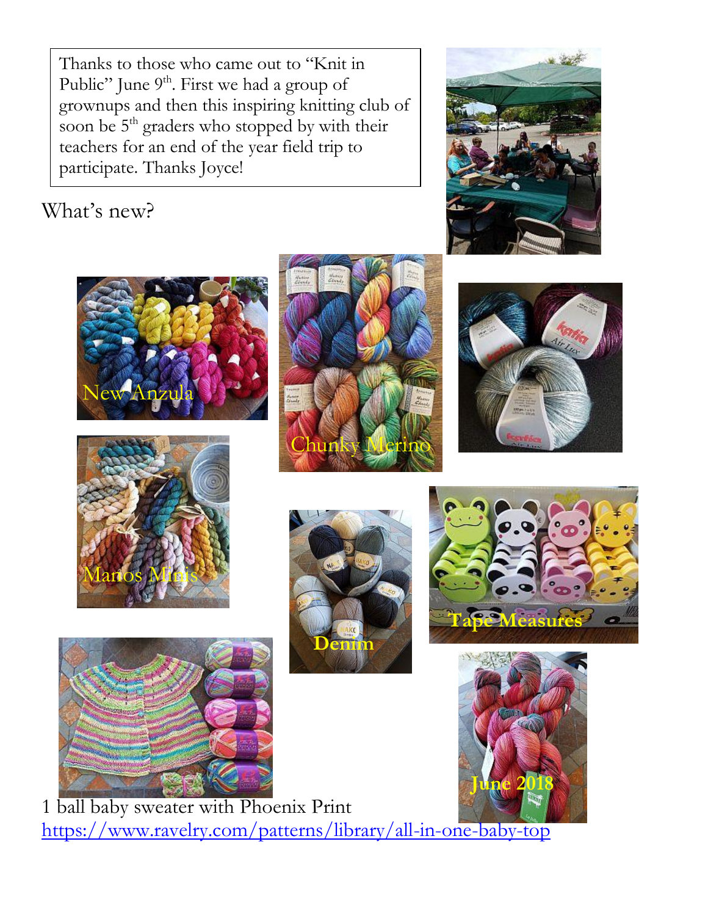Thanks to those who came out to "Knit in Public" June 9th. First we had a group of grownups and then this inspiring knitting club of soon be 5th graders who stopped by with their teachers for an end of the year field trip to participate. Thanks Joyce!

What's new?

New Anzula

Chunky Merino

Manos Minis

Denim

Tape Measures

June 2018

1 ball baby sweater with Phoenix Print
https://www.ravelry.com/patterns/library/all-in-one-baby-top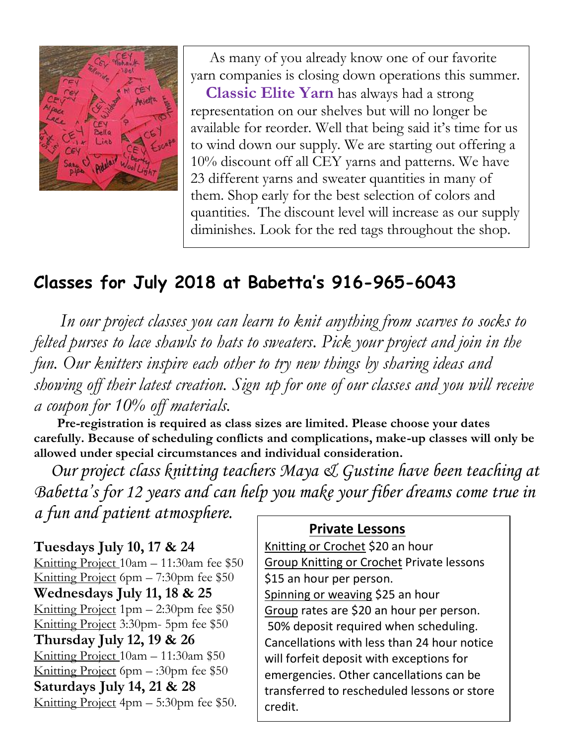As many of you already know one of our favorite yarn companies is closing down operations this summer. **Classic Elite Yarn** has always had a strong representation on our shelves but will no longer be available for reorder. Well that being said it's time for us to wind down our supply. We are starting out offering a 10% discount off all CEY yarns and patterns. We have 23 different yarns and sweater quantities in many of them. Shop early for the best selection of colors and quantities. The discount level will increase as our supply diminishes. Look for the red tags throughout the shop.

## Classes for July 2018 at Babetta's 916-965-6043

*In our project classes you can learn to knit anything from scarves to socks to felted purses to lace shawls to hats to sweaters. Pick your project and join in the fun. Our knitters inspire each other to try new things by sharing ideas and showing off their latest creation. Sign up for one of our classes and you will receive a coupon for 10% off materials.*

**Pre-registration is required as class sizes are limited. Please choose your dates carefully. Because of scheduling conflicts and complications, make-up classes will only be allowed under special circumstances and individual consideration.**

*Our project class knitting teachers Maya & Gustine have been teaching at Babetta's for 12 years and can help you make your fiber dreams come true in a fun and patient atmosphere.*

**Tuesdays July 10, 17 & 24**
Knitting Project 10am – 11:30am fee $50
Knitting Project 6pm – 7:30pm fee $50

**Wednesdays July 11, 18 & 25**
Knitting Project 1pm – 2:30pm fee $50
Knitting Project 3:30pm- 5pm fee $50

**Thursday July 12, 19 & 26**
Knitting Project 10am – 11:30am $50
Knitting Project 6pm – :30pm fee $50

**Saturdays July 14, 21 & 28**
Knitting Project 4pm – 5:30pm fee $50.

**Private Lessons**

Knitting or Crochet $20 an hour
Group Knitting or Crochet Private lessons $15 an hour per person.
Spinning or weaving $25 an hour
Group rates are $20 an hour per person.
50% deposit required when scheduling. Cancellations with less than 24 hour notice will forfeit deposit with exceptions for emergencies. Other cancellations can be transferred to rescheduled lessons or store credit.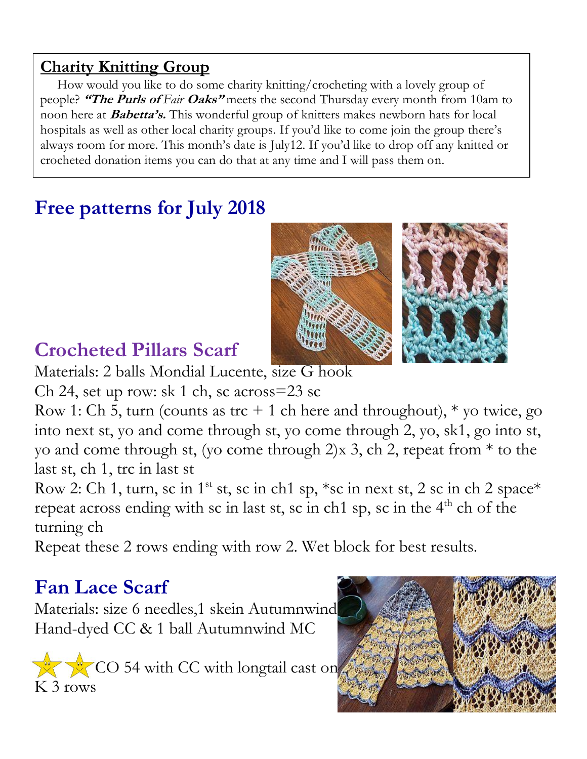## Charity Knitting Group

How would you like to do some charity knitting/crocheting with a lovely group of people? ***"The Purls of** Fair* ***Oaks"*** meets the second Thursday every month from 10am to noon here at ***Babetta's.*** This wonderful group of knitters makes newborn hats for local hospitals as well as other local charity groups. If you'd like to come join the group there's always room for more. This month's date is July12. If you'd like to drop off any knitted or crocheted donation items you can do that at any time and I will pass them on.

# Free patterns for July 2018

## Crocheted Pillars Scarf

Materials: 2 balls Mondial Lucente, size G hook

Ch 24, set up row: sk 1 ch, sc across=23 sc

Row 1: Ch 5, turn (counts as trc + 1 ch here and throughout), * yo twice, go into next st, yo and come through st, yo come through 2, yo, sk1, go into st, yo and come through st, (yo come through 2)x 3, ch 2, repeat from * to the last st, ch 1, trc in last st

Row 2: Ch 1, turn, sc in 1st st, sc in ch1 sp, *sc in next st, 2 sc in ch 2 space* repeat across ending with sc in last st, sc in ch1 sp, sc in the 4th ch of the turning ch

Repeat these 2 rows ending with row 2. Wet block for best results.

## Fan Lace Scarf

Materials: size 6 needles,1 skein Autumnwind Hand-dyed CC & 1 ball Autumnwind MC

CO 54 with CC with longtail cast on

K 3 rows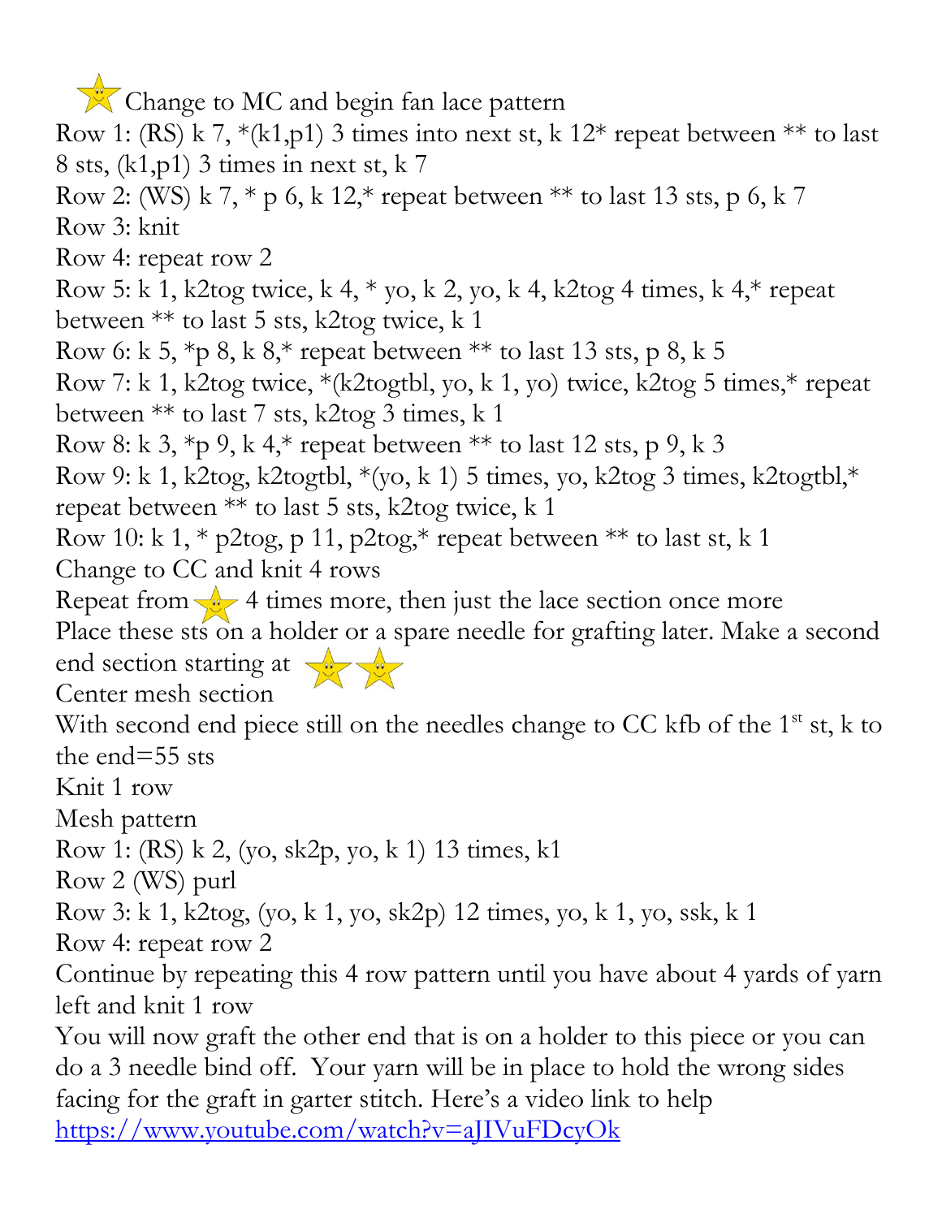Change to MC and begin fan lace pattern

Row 1: (RS) k 7, *(k1,p1) 3 times into next st, k 12* repeat between ** to last 8 sts, (k1,p1) 3 times in next st, k 7

Row 2: (WS) k 7, * p 6, k 12,* repeat between ** to last 13 sts, p 6, k 7

Row 3: knit

Row 4: repeat row 2

Row 5: k 1, k2tog twice, k 4, * yo, k 2, yo, k 4, k2tog 4 times, k 4,* repeat between ** to last 5 sts, k2tog twice, k 1

Row 6: k 5, *p 8, k 8,* repeat between ** to last 13 sts, p 8, k 5

Row 7: k 1, k2tog twice, *(k2togtbl, yo, k 1, yo) twice, k2tog 5 times,* repeat between ** to last 7 sts, k2tog 3 times, k 1

Row 8: k 3, *p 9, k 4,* repeat between ** to last 12 sts, p 9, k 3

Row 9: k 1, k2tog, k2togtbl, *(yo, k 1) 5 times, yo, k2tog 3 times, k2togtbl,* repeat between ** to last 5 sts, k2tog twice, k 1

Row 10: k 1, * p2tog, p 11, p2tog,* repeat between ** to last st, k 1

Change to CC and knit 4 rows

Repeat from 4 times more, then just the lace section once more

Place these sts on a holder or a spare needle for grafting later. Make a second end section starting at

Center mesh section

With second end piece still on the needles change to CC kfb of the 1st st, k to the end=55 sts

Knit 1 row

Mesh pattern

Row 1: (RS) k 2, (yo, sk2p, yo, k 1) 13 times, k1

Row 2 (WS) purl

Row 3: k 1, k2tog, (yo, k 1, yo, sk2p) 12 times, yo, k 1, yo, ssk, k 1

Row 4: repeat row 2

Continue by repeating this 4 row pattern until you have about 4 yards of yarn left and knit 1 row

You will now graft the other end that is on a holder to this piece or you can do a 3 needle bind off. Your yarn will be in place to hold the wrong sides facing for the graft in garter stitch. Here's a video link to help [https://www.youtube.com/watch?v=aJIVuFDcyOk](https://www.youtube.com/watch?v=aJIVuFDcyOk)